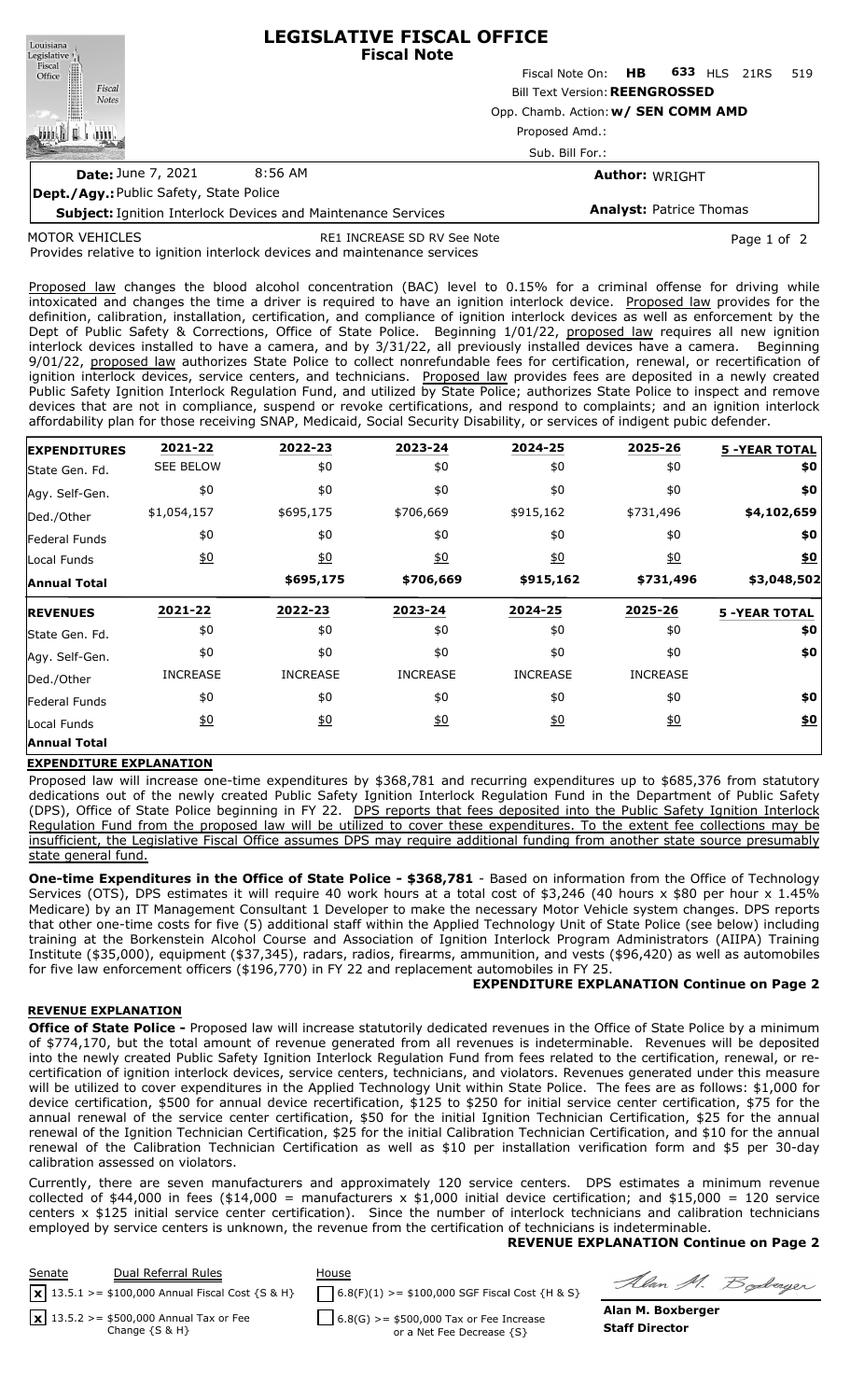# LEGISLATIVE FISCAL OFFICE
## Fiscal Note

Fiscal Note On: **HB 633** HLS 21RS 519

Bill Text Version: **REENGROSSED**

Opp. Chamb. Action: **w/ SEN COMM AMD**

Proposed Amd.:

Sub. Bill For.:

**Date:** June 7, 2021 8:56 AM

**Author:** WRIGHT

**Dept./Agy.:** Public Safety, State Police

**Subject:** Ignition Interlock Devices and Maintenance Services

**Analyst:** Patrice Thomas

MOTOR VEHICLES RE1 INCREASE SD RV See Note

Provides relative to ignition interlock devices and maintenance services

Proposed law changes the blood alcohol concentration (BAC) level to 0.15% for a criminal offense for driving while intoxicated and changes the time a driver is required to have an ignition interlock device. Proposed law provides for the definition, calibration, installation, certification, and compliance of ignition interlock devices as well as enforcement by the Dept of Public Safety & Corrections, Office of State Police. Beginning 1/01/22, proposed law requires all new ignition interlock devices installed to have a camera, and by 3/31/22, all previously installed devices have a camera. Beginning 9/01/22, proposed law authorizes State Police to collect nonrefundable fees for certification, renewal, or recertification of ignition interlock devices, service centers, and technicians. Proposed law provides fees are deposited in a newly created Public Safety Ignition Interlock Regulation Fund, and utilized by State Police; authorizes State Police to inspect and remove devices that are not in compliance, suspend or revoke certifications, and respond to complaints; and an ignition interlock affordability plan for those receiving SNAP, Medicaid, Social Security Disability, or services of indigent pubic defender.

| EXPENDITURES | 2021-22 | 2022-23 | 2023-24 | 2024-25 | 2025-26 | 5 -YEAR TOTAL |
|---|---|---|---|---|---|---|
| State Gen. Fd. | SEE BELOW | $0 | $0 | $0 | $0 | $0 |
| Agy. Self-Gen. | $0 | $0 | $0 | $0 | $0 | $0 |
| Ded./Other | $1,054,157 | $695,175 | $706,669 | $915,162 | $731,496 | $4,102,659 |
| Federal Funds | $0 | $0 | $0 | $0 | $0 | $0 |
| Local Funds | $0 | $0 | $0 | $0 | $0 | $0 |
| **Annual Total** | | $695,175 | $706,669 | $915,162 | $731,496 | $3,048,502 |

| REVENUES | 2021-22 | 2022-23 | 2023-24 | 2024-25 | 2025-26 | 5 -YEAR TOTAL |
|---|---|---|---|---|---|---|
| State Gen. Fd. | $0 | $0 | $0 | $0 | $0 | $0 |
| Agy. Self-Gen. | $0 | $0 | $0 | $0 | $0 | $0 |
| Ded./Other | INCREASE | INCREASE | INCREASE | INCREASE | INCREASE | |
| Federal Funds | $0 | $0 | $0 | $0 | $0 | $0 |
| Local Funds | $0 | $0 | $0 | $0 | $0 | $0 |
| **Annual Total** | | | | | | |

**EXPENDITURE EXPLANATION**

Proposed law will increase one-time expenditures by $368,781 and recurring expenditures up to $685,376 from statutory dedications out of the newly created Public Safety Ignition Interlock Regulation Fund in the Department of Public Safety (DPS), Office of State Police beginning in FY 22. DPS reports that fees deposited into the Public Safety Ignition Interlock Regulation Fund from the proposed law will be utilized to cover these expenditures. To the extent fee collections may be insufficient, the Legislative Fiscal Office assumes DPS may require additional funding from another state source presumably state general fund.

**One-time Expenditures in the Office of State Police - $368,781** - Based on information from the Office of Technology Services (OTS), DPS estimates it will require 40 work hours at a total cost of $3,246 (40 hours x $80 per hour x 1.45% Medicare) by an IT Management Consultant 1 Developer to make the necessary Motor Vehicle system changes. DPS reports that other one-time costs for five (5) additional staff within the Applied Technology Unit of State Police (see below) including training at the Borkenstein Alcohol Course and Association of Ignition Interlock Program Administrators (AIIPA) Training Institute ($35,000), equipment ($37,345), radars, radios, firearms, ammunition, and vests ($96,420) as well as automobiles for five law enforcement officers ($196,770) in FY 22 and replacement automobiles in FY 25.

**EXPENDITURE EXPLANATION Continue on Page 2**

**REVENUE EXPLANATION**

**Office of State Police -** Proposed law will increase statutorily dedicated revenues in the Office of State Police by a minimum of $774,170, but the total amount of revenue generated from all revenues is indeterminable. Revenues will be deposited into the newly created Public Safety Ignition Interlock Regulation Fund from fees related to the certification, renewal, or re-certification of ignition interlock devices, service centers, technicians, and violators. Revenues generated under this measure will be utilized to cover expenditures in the Applied Technology Unit within State Police. The fees are as follows: $1,000 for device certification, $500 for annual device recertification, $125 to $250 for initial service center certification, $75 for the annual renewal of the service center certification, $50 for the initial Ignition Technician Certification, $25 for the annual renewal of the Ignition Technician Certification, $25 for the initial Calibration Technician Certification, and $10 for the annual renewal of the Calibration Technician Certification as well as $10 per installation verification form and $5 per 30-day calibration assessed on violators.

Currently, there are seven manufacturers and approximately 120 service centers. DPS estimates a minimum revenue collected of $44,000 in fees ($14,000 = manufacturers x $1,000 initial device certification; and $15,000 = 120 service centers x $125 initial service center certification). Since the number of interlock technicians and calibration technicians employed by service centers is unknown, the revenue from the certification of technicians is indeterminable.

**REVENUE EXPLANATION Continue on Page 2**

| Senate | Dual Referral Rules | House |
|---|---|---|
| [x] 13.5.1 >= $100,000 Annual Fiscal Cost {S & H} | | [ ] 6.8(F)(1) >= $100,000 SGF Fiscal Cost {H & S} |
| [x] 13.5.2 >= $500,000 Annual Tax or Fee Change {S & H} | | [ ] 6.8(G) >= $500,000 Tax or Fee Increase or a Net Fee Decrease {S} |

**Alan M. Boxberger**
**Staff Director**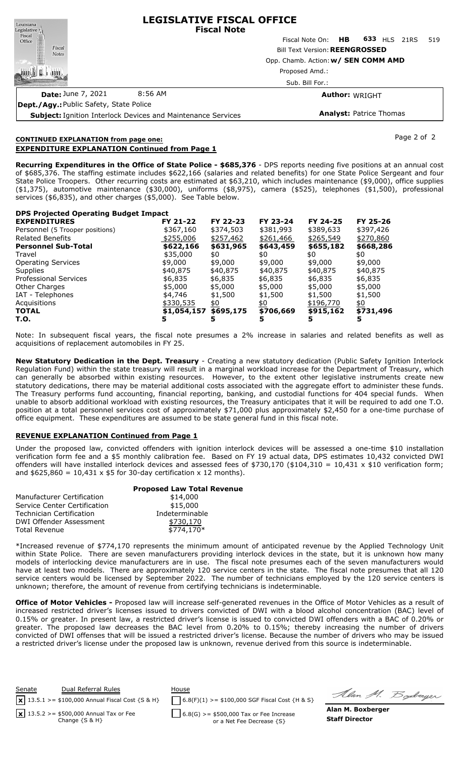# LEGISLATIVE FISCAL OFFICE
## Fiscal Note

Fiscal Note On: **HB 633** HLS 21RS 519

Bill Text Version: **REENGROSSED**

Opp. Chamb. Action: **w/ SEN COMM AMD**

Proposed Amd.:

Sub. Bill For.:

**Date:** June 7, 2021 8:56 AM

**Author:** WRIGHT

**Dept./Agy.:** Public Safety, State Police

**Subject:** Ignition Interlock Devices and Maintenance Services

**Analyst:** Patrice Thomas

**CONTINUED EXPLANATION from page one:**

**EXPENDITURE EXPLANATION Continued from Page 1**

**Recurring Expenditures in the Office of State Police - $685,376** - DPS reports needing five positions at an annual cost of $685,376. The staffing estimate includes $622,166 (salaries and related benefits) for one State Police Sergeant and four State Police Troopers. Other recurring costs are estimated at $63,210, which includes maintenance ($9,000), office supplies ($1,375), automotive maintenance ($30,000), uniforms ($8,975), camera ($525), telephones ($1,500), professional services ($6,835), and other charges ($5,000). See Table below.

**DPS Projected Operating Budget Impact**

| **EXPENDITURES** | **FY 21-22** | **FY 22-23** | **FY 23-24** | **FY 24-25** | **FY 25-26** |
|---|---|---|---|---|---|
| Personnel (5 Trooper positions) | $367,160 | $374,503 | $381,993 | $389,633 | $397,426 |
| Related Benefits | $255,006 | $257,462 | $261,466 | $265,549 | $270,860 |
| **Personnel Sub-Total** | **$622,166** | **$631,965** | **$643,459** | **$655,182** | **$668,286** |
| Travel | $35,000 | $0 | $0 | $0 | $0 |
| Operating Services | $9,000 | $9,000 | $9,000 | $9,000 | $9,000 |
| Supplies | $40,875 | $40,875 | $40,875 | $40,875 | $40,875 |
| Professional Services | $6,835 | $6,835 | $6,835 | $6,835 | $6,835 |
| Other Charges | $5,000 | $5,000 | $5,000 | $5,000 | $5,000 |
| IAT - Telephones | $4,746 | $1,500 | $1,500 | $1,500 | $1,500 |
| Acquisitions | $330,535 | $0 | $0 | $196,770 | $0 |
| **TOTAL** | **$1,054,157** | **$695,175** | **$706,669** | **$915,162** | **$731,496** |
| **T.O.** | **5** | **5** | **5** | **5** | **5** |

Note: In subsequent fiscal years, the fiscal note presumes a 2% increase in salaries and related benefits as well as acquisitions of replacement automobiles in FY 25.

**New Statutory Dedication in the Dept. Treasury** - Creating a new statutory dedication (Public Safety Ignition Interlock Regulation Fund) within the state treasury will result in a marginal workload increase for the Department of Treasury, which can generally be absorbed within existing resources. However, to the extent other legislative instruments create new statutory dedications, there may be material additional costs associated with the aggregate effort to administer these funds. The Treasury performs fund accounting, financial reporting, banking, and custodial functions for 404 special funds. When unable to absorb additional workload with existing resources, the Treasury anticipates that it will be required to add one T.O. position at a total personnel services cost of approximately $71,000 plus approximately $2,450 for a one-time purchase of office equipment. These expenditures are assumed to be state general fund in this fiscal note.

**REVENUE EXPLANATION Continued from Page 1**

Under the proposed law, convicted offenders with ignition interlock devices will be assessed a one-time $10 installation verification form fee and a $5 monthly calibration fee. Based on FY 19 actual data, DPS estimates 10,432 convicted DWI offenders will have installed interlock devices and assessed fees of $730,170 ($104,310 = 10,431 x $10 verification form; and $625,860 = 10,431 x $5 for 30-day certification x 12 months).

| | **Proposed Law Total Revenue** |
|---|---|
| Manufacturer Certification | $14,000 |
| Service Center Certification | $15,000 |
| Technician Certification | Indeterminable |
| DWI Offender Assessment | $730,170 |
| Total Revenue | $774,170* |

*Increased revenue of $774,170 represents the minimum amount of anticipated revenue by the Applied Technology Unit within State Police. There are seven manufacturers providing interlock devices in the state, but it is unknown how many models of interlocking device manufacturers are in use. The fiscal note presumes each of the seven manufacturers would have at least two models. There are approximately 120 service centers in the state. The fiscal note presumes that all 120 service centers would be licensed by September 2022. The number of technicians employed by the 120 service centers is unknown; therefore, the amount of revenue from certifying technicians is indeterminable.

**Office of Motor Vehicles -** Proposed law will increase self-generated revenues in the Office of Motor Vehicles as a result of increased restricted driver's licenses issued to drivers convicted of DWI with a blood alcohol concentration (BAC) level of 0.15% or greater. In present law, a restricted driver's license is issued to convicted DWI offenders with a BAC of 0.20% or greater. The proposed law decreases the BAC level from 0.20% to 0.15%; thereby increasing the number of drivers convicted of DWI offenses that will be issued a restricted driver's license. Because the number of drivers who may be issued a restricted driver's license under the proposed law is unknown, revenue derived from this source is indeterminable.

| Senate | Dual Referral Rules | House |
|---|---|---|
| [x] 13.5.1 >= $100,000 Annual Fiscal Cost {S & H} | | [ ] 6.8(F)(1) >= $100,000 SGF Fiscal Cost {H & S} |
| [x] 13.5.2 >= $500,000 Annual Tax or Fee Change {S & H} | | [ ] 6.8(G) >= $500,000 Tax or Fee Increase or a Net Fee Decrease {S} |

**Alan M. Boxberger**
**Staff Director**